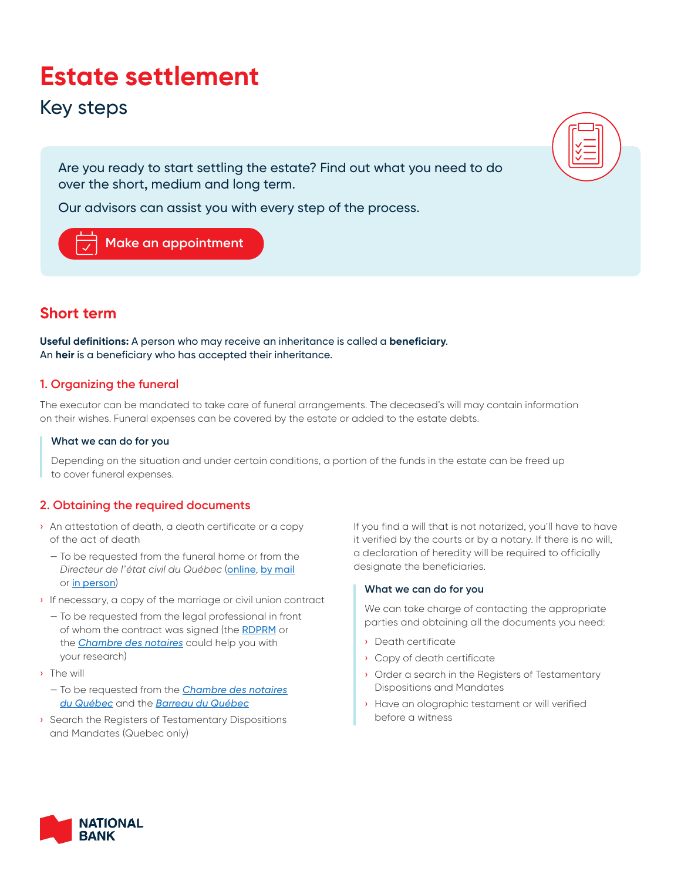# Estate settlement

Key steps

Are you ready to start settling the estate? Find out what you need to do over the short, medium and long term.

Our advisors can assist you with every step of the process.

Make an appointment

## Short term

**Useful definitions:** A person who may receive an inheritance is called a **beneficiary**. An **heir** is a beneficiary who has accepted their inheritance.

### 1. Organizing the funeral

The executor can be mandated to take care of funeral arrangements. The deceased's will may contain information on their wishes. Funeral expenses can be covered by the estate or added to the estate debts.

**What we can do for you**

Depending on the situation and under certain conditions, a portion of the funds in the estate can be freed up to cover funeral expenses.

### 2. Obtaining the required documents

- An attestation of death, a death certificate or a copy of the act of death
  - To be requested from the funeral home or from the *Directeur de l'état civil du Québec* (online, by mail or in person)
- If necessary, a copy of the marriage or civil union contract
  - To be requested from the legal professional in front of whom the contract was signed (the RDPRM or the *Chambre des notaires* could help you with your research)
- The will
  - To be requested from the *Chambre des notaires du Québec* and the *Barreau du Québec*
- Search the Registers of Testamentary Dispositions and Mandates (Quebec only)

If you find a will that is not notarized, you'll have to have it verified by the courts or by a notary. If there is no will, a declaration of heredity will be required to officially designate the beneficiaries.

**What we can do for you**

We can take charge of contacting the appropriate parties and obtaining all the documents you need:

- Death certificate
- Copy of death certificate
- Order a search in the Registers of Testamentary Dispositions and Mandates
- Have an olographic testament or will verified before a witness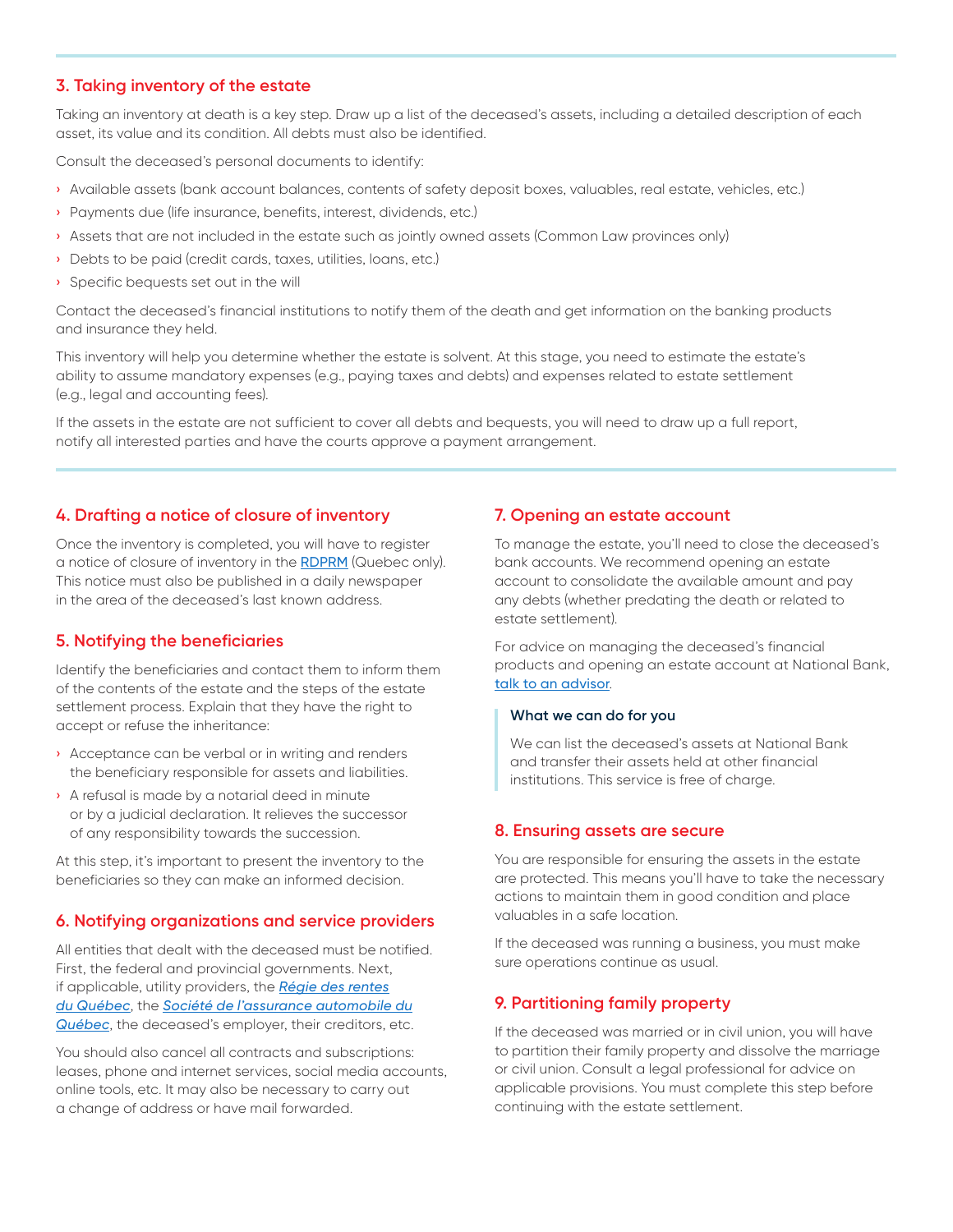## 3. Taking inventory of the estate

Taking an inventory at death is a key step. Draw up a list of the deceased's assets, including a detailed description of each asset, its value and its condition. All debts must also be identified.

Consult the deceased's personal documents to identify:

- Available assets (bank account balances, contents of safety deposit boxes, valuables, real estate, vehicles, etc.)
- Payments due (life insurance, benefits, interest, dividends, etc.)
- Assets that are not included in the estate such as jointly owned assets (Common Law provinces only)
- Debts to be paid (credit cards, taxes, utilities, loans, etc.)
- Specific bequests set out in the will

Contact the deceased's financial institutions to notify them of the death and get information on the banking products and insurance they held.

This inventory will help you determine whether the estate is solvent. At this stage, you need to estimate the estate's ability to assume mandatory expenses (e.g., paying taxes and debts) and expenses related to estate settlement (e.g., legal and accounting fees).

If the assets in the estate are not sufficient to cover all debts and bequests, you will need to draw up a full report, notify all interested parties and have the courts approve a payment arrangement.

## 4. Drafting a notice of closure of inventory

Once the inventory is completed, you will have to register a notice of closure of inventory in the RDPRM (Quebec only). This notice must also be published in a daily newspaper in the area of the deceased's last known address.

## 5. Notifying the beneficiaries

Identify the beneficiaries and contact them to inform them of the contents of the estate and the steps of the estate settlement process. Explain that they have the right to accept or refuse the inheritance:

- Acceptance can be verbal or in writing and renders the beneficiary responsible for assets and liabilities.
- A refusal is made by a notarial deed in minute or by a judicial declaration. It relieves the successor of any responsibility towards the succession.

At this step, it's important to present the inventory to the beneficiaries so they can make an informed decision.

## 6. Notifying organizations and service providers

All entities that dealt with the deceased must be notified. First, the federal and provincial governments. Next, if applicable, utility providers, the *Régie des rentes du Québec*, the *Société de l'assurance automobile du Québec*, the deceased's employer, their creditors, etc.

You should also cancel all contracts and subscriptions: leases, phone and internet services, social media accounts, online tools, etc. It may also be necessary to carry out a change of address or have mail forwarded.

## 7. Opening an estate account

To manage the estate, you'll need to close the deceased's bank accounts. We recommend opening an estate account to consolidate the available amount and pay any debts (whether predating the death or related to estate settlement).

For advice on managing the deceased's financial products and opening an estate account at National Bank, talk to an advisor.

> **What we can do for you**
>
> We can list the deceased's assets at National Bank and transfer their assets held at other financial institutions. This service is free of charge.

## 8. Ensuring assets are secure

You are responsible for ensuring the assets in the estate are protected. This means you'll have to take the necessary actions to maintain them in good condition and place valuables in a safe location.

If the deceased was running a business, you must make sure operations continue as usual.

## 9. Partitioning family property

If the deceased was married or in civil union, you will have to partition their family property and dissolve the marriage or civil union. Consult a legal professional for advice on applicable provisions. You must complete this step before continuing with the estate settlement.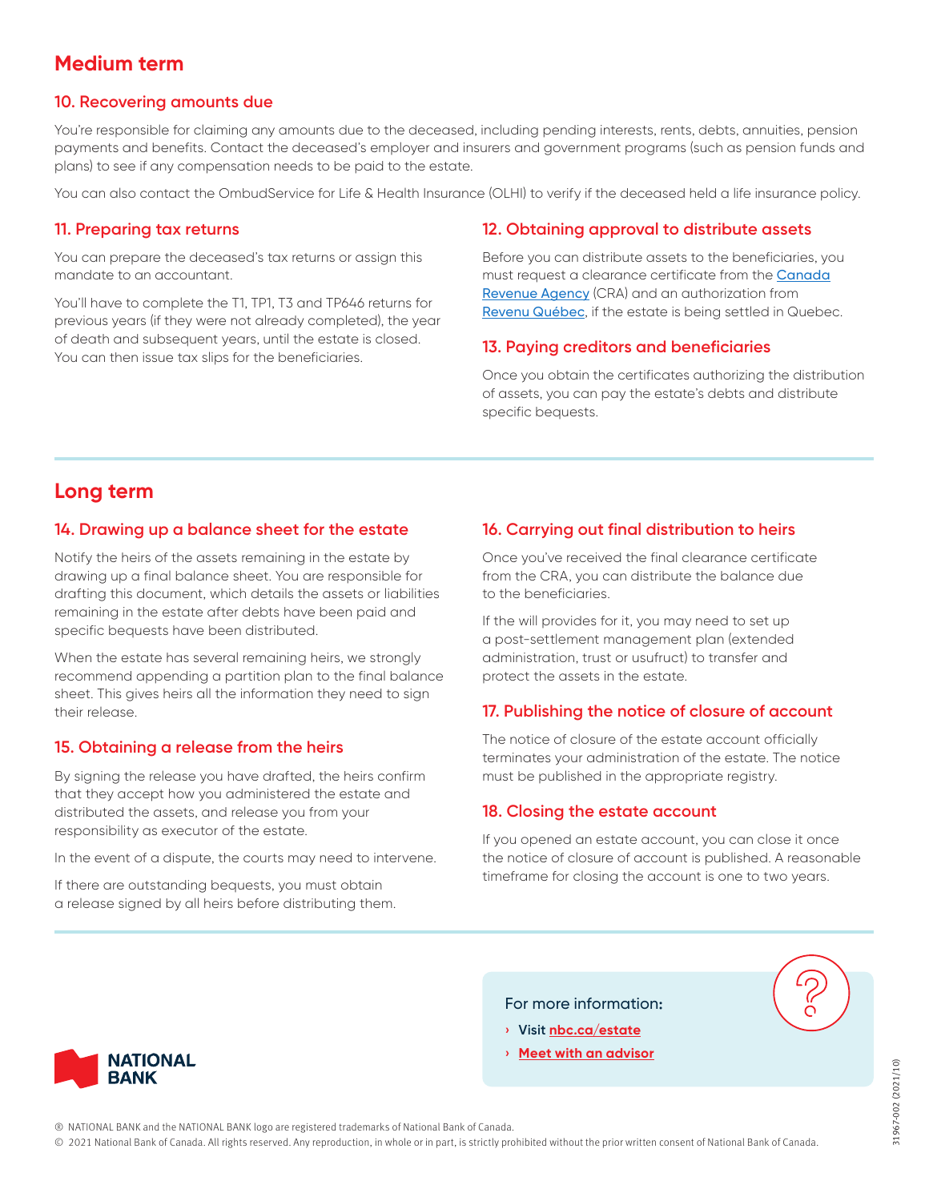## Medium term

### 10. Recovering amounts due

You're responsible for claiming any amounts due to the deceased, including pending interests, rents, debts, annuities, pension payments and benefits. Contact the deceased's employer and insurers and government programs (such as pension funds and plans) to see if any compensation needs to be paid to the estate.

You can also contact the OmbudService for Life & Health Insurance (OLHI) to verify if the deceased held a life insurance policy.

### 11. Preparing tax returns

You can prepare the deceased's tax returns or assign this mandate to an accountant.

You'll have to complete the T1, TP1, T3 and TP646 returns for previous years (if they were not already completed), the year of death and subsequent years, until the estate is closed. You can then issue tax slips for the beneficiaries.

### 12. Obtaining approval to distribute assets

Before you can distribute assets to the beneficiaries, you must request a clearance certificate from the Canada Revenue Agency (CRA) and an authorization from Revenu Québec, if the estate is being settled in Quebec.

### 13. Paying creditors and beneficiaries

Once you obtain the certificates authorizing the distribution of assets, you can pay the estate's debts and distribute specific bequests.

## Long term

### 14. Drawing up a balance sheet for the estate

Notify the heirs of the assets remaining in the estate by drawing up a final balance sheet. You are responsible for drafting this document, which details the assets or liabilities remaining in the estate after debts have been paid and specific bequests have been distributed.

When the estate has several remaining heirs, we strongly recommend appending a partition plan to the final balance sheet. This gives heirs all the information they need to sign their release.

### 15. Obtaining a release from the heirs

By signing the release you have drafted, the heirs confirm that they accept how you administered the estate and distributed the assets, and release you from your responsibility as executor of the estate.

In the event of a dispute, the courts may need to intervene.

If there are outstanding bequests, you must obtain a release signed by all heirs before distributing them.

### 16. Carrying out final distribution to heirs

Once you've received the final clearance certificate from the CRA, you can distribute the balance due to the beneficiaries.

If the will provides for it, you may need to set up a post-settlement management plan (extended administration, trust or usufruct) to transfer and protect the assets in the estate.

### 17. Publishing the notice of closure of account

The notice of closure of the estate account officially terminates your administration of the estate. The notice must be published in the appropriate registry.

### 18. Closing the estate account

If you opened an estate account, you can close it once the notice of closure of account is published. A reasonable timeframe for closing the account is one to two years.

For more information:

- **Visit nbc.ca/estate**
- **Meet with an advisor**

NATIONAL BANK

® NATIONAL BANK and the NATIONAL BANK logo are registered trademarks of National Bank of Canada.
© 2021 National Bank of Canada. All rights reserved. Any reproduction, in whole or in part, is strictly prohibited without the prior written consent of National Bank of Canada.

31967-002 (2021/10)